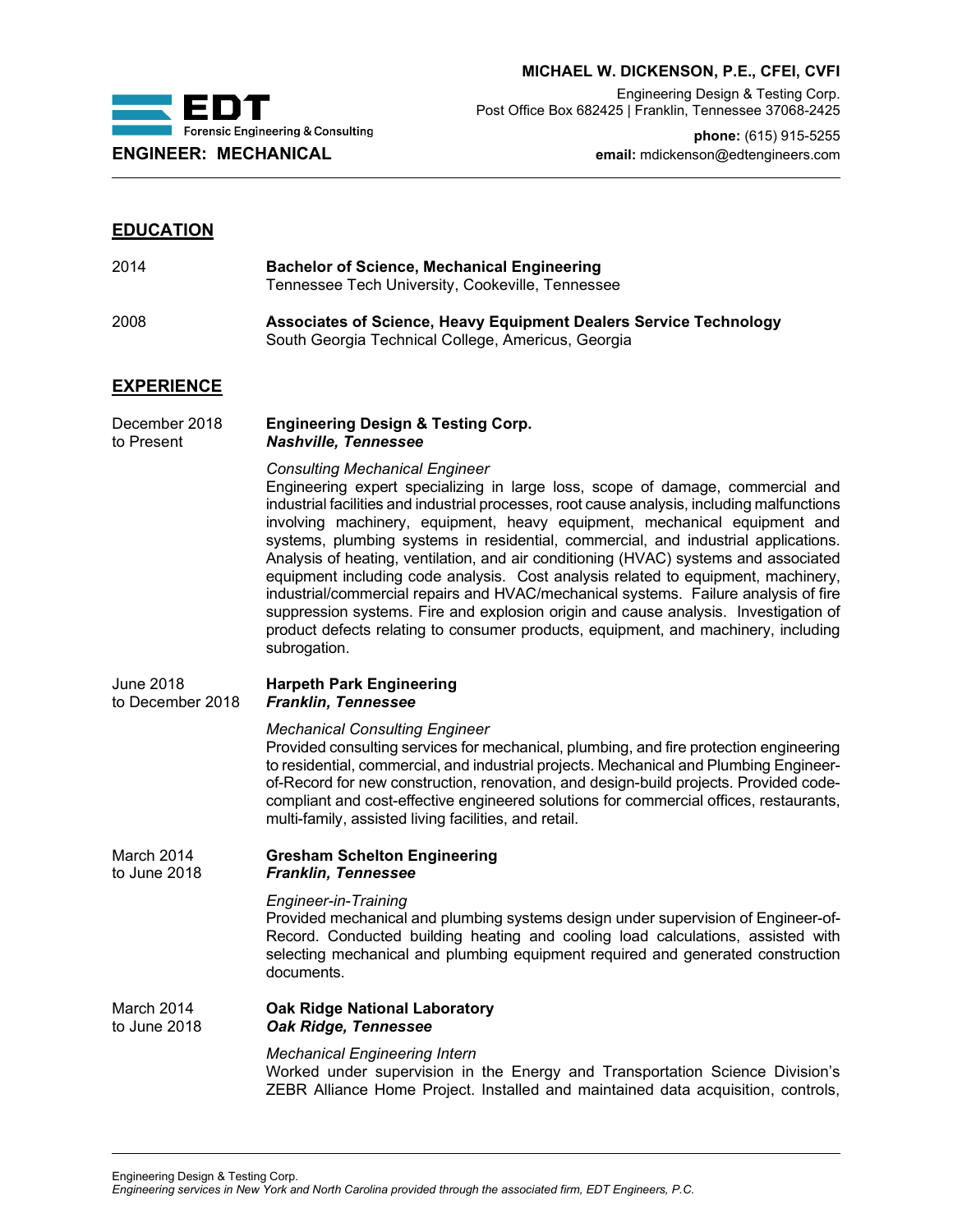**MICHAEL W. DICKENSON, P.E., CFEI, CVFI**

Engineering Design & Testing Corp.
Post Office Box 682425 | Franklin, Tennessee 37068-2425

**phone:** (615) 915-5255
**email:** mdickenson@edtengineers.com

EDT Forensic Engineering & Consulting

**ENGINEER: MECHANICAL**

## EDUCATION

2014 — **Bachelor of Science, Mechanical Engineering**
Tennessee Tech University, Cookeville, Tennessee

2008 — **Associates of Science, Heavy Equipment Dealers Service Technology**
South Georgia Technical College, Americus, Georgia

## EXPERIENCE

**December 2018 to Present**

**Engineering Design & Testing Corp.**
***Nashville, Tennessee***

*Consulting Mechanical Engineer*
Engineering expert specializing in large loss, scope of damage, commercial and industrial facilities and industrial processes, root cause analysis, including malfunctions involving machinery, equipment, heavy equipment, mechanical equipment and systems, plumbing systems in residential, commercial, and industrial applications. Analysis of heating, ventilation, and air conditioning (HVAC) systems and associated equipment including code analysis. Cost analysis related to equipment, machinery, industrial/commercial repairs and HVAC/mechanical systems. Failure analysis of fire suppression systems. Fire and explosion origin and cause analysis. Investigation of product defects relating to consumer products, equipment, and machinery, including subrogation.

**June 2018 to December 2018**

**Harpeth Park Engineering**
***Franklin, Tennessee***

*Mechanical Consulting Engineer*
Provided consulting services for mechanical, plumbing, and fire protection engineering to residential, commercial, and industrial projects. Mechanical and Plumbing Engineer-of-Record for new construction, renovation, and design-build projects. Provided code-compliant and cost-effective engineered solutions for commercial offices, restaurants, multi-family, assisted living facilities, and retail.

**March 2014 to June 2018**

**Gresham Schelton Engineering**
***Franklin, Tennessee***

*Engineer-in-Training*
Provided mechanical and plumbing systems design under supervision of Engineer-of-Record. Conducted building heating and cooling load calculations, assisted with selecting mechanical and plumbing equipment required and generated construction documents.

**March 2014 to June 2018**

**Oak Ridge National Laboratory**
***Oak Ridge, Tennessee***

*Mechanical Engineering Intern*
Worked under supervision in the Energy and Transportation Science Division's ZEBR Alliance Home Project. Installed and maintained data acquisition, controls,

Engineering Design & Testing Corp.
*Engineering services in New York and North Carolina provided through the associated firm, EDT Engineers, P.C.*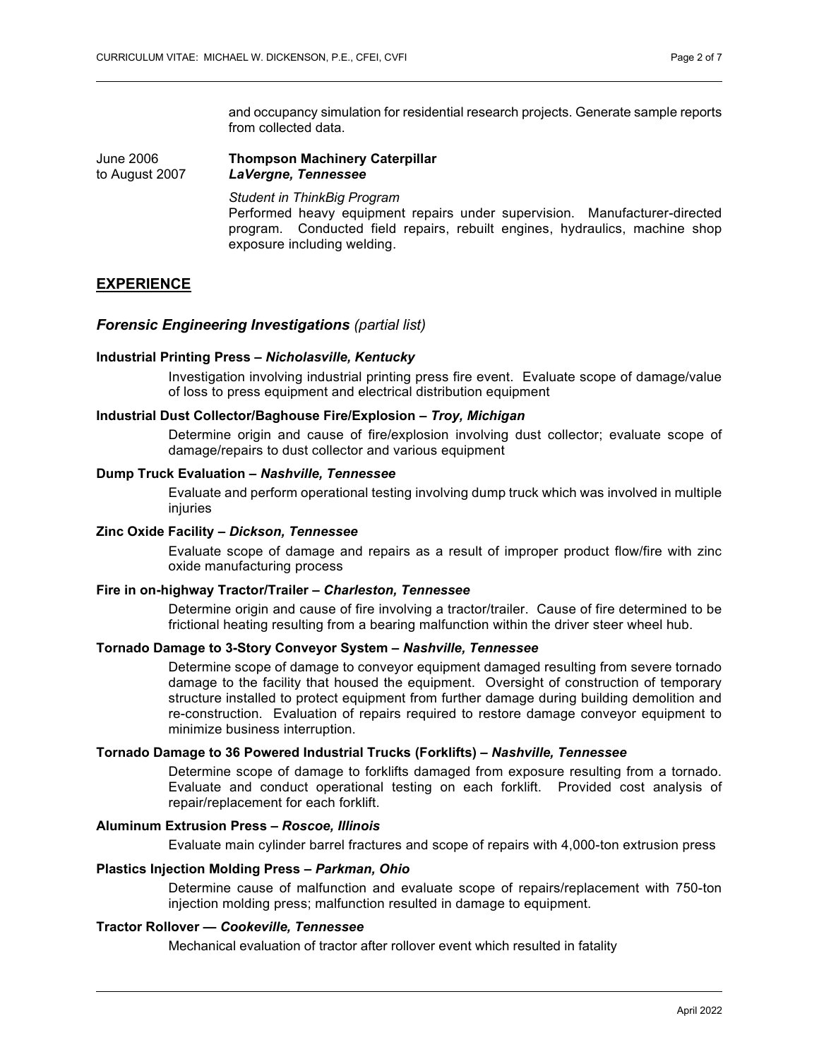and occupancy simulation for residential research projects. Generate sample reports from collected data.

June 2006 to August 2007 — **Thompson Machinery Caterpillar**
***LaVergne, Tennessee***

*Student in ThinkBig Program*
Performed heavy equipment repairs under supervision. Manufacturer-directed program. Conducted field repairs, rebuilt engines, hydraulics, machine shop exposure including welding.

## EXPERIENCE

### *Forensic Engineering Investigations* (partial list)

**Industrial Printing Press – *Nicholasville, Kentucky***

Investigation involving industrial printing press fire event. Evaluate scope of damage/value of loss to press equipment and electrical distribution equipment

**Industrial Dust Collector/Baghouse Fire/Explosion – *Troy, Michigan***

Determine origin and cause of fire/explosion involving dust collector; evaluate scope of damage/repairs to dust collector and various equipment

**Dump Truck Evaluation – *Nashville, Tennessee***

Evaluate and perform operational testing involving dump truck which was involved in multiple injuries

**Zinc Oxide Facility – *Dickson, Tennessee***

Evaluate scope of damage and repairs as a result of improper product flow/fire with zinc oxide manufacturing process

**Fire in on-highway Tractor/Trailer – *Charleston, Tennessee***

Determine origin and cause of fire involving a tractor/trailer. Cause of fire determined to be frictional heating resulting from a bearing malfunction within the driver steer wheel hub.

**Tornado Damage to 3-Story Conveyor System – *Nashville, Tennessee***

Determine scope of damage to conveyor equipment damaged resulting from severe tornado damage to the facility that housed the equipment. Oversight of construction of temporary structure installed to protect equipment from further damage during building demolition and re-construction. Evaluation of repairs required to restore damage conveyor equipment to minimize business interruption.

**Tornado Damage to 36 Powered Industrial Trucks (Forklifts) – *Nashville, Tennessee***

Determine scope of damage to forklifts damaged from exposure resulting from a tornado. Evaluate and conduct operational testing on each forklift. Provided cost analysis of repair/replacement for each forklift.

**Aluminum Extrusion Press – *Roscoe, Illinois***

Evaluate main cylinder barrel fractures and scope of repairs with 4,000-ton extrusion press

**Plastics Injection Molding Press – *Parkman, Ohio***

Determine cause of malfunction and evaluate scope of repairs/replacement with 750-ton injection molding press; malfunction resulted in damage to equipment.

**Tractor Rollover — *Cookeville, Tennessee***

Mechanical evaluation of tractor after rollover event which resulted in fatality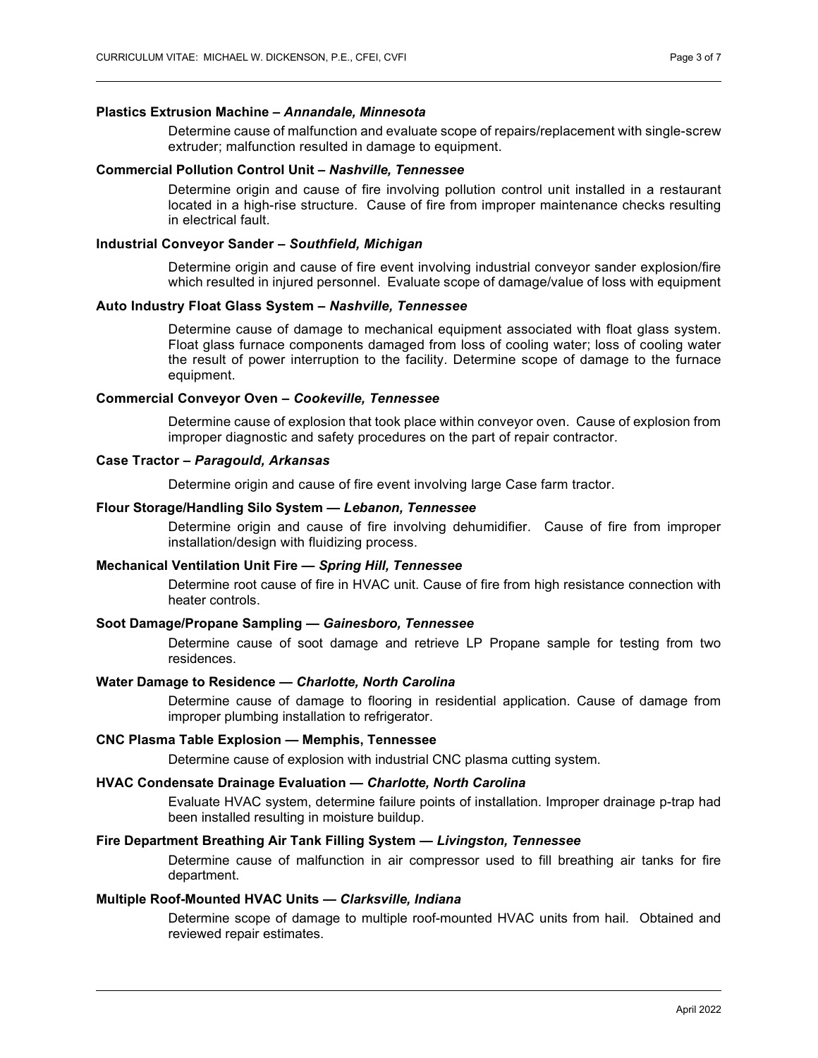**Plastics Extrusion Machine –** ***Annandale, Minnesota***

Determine cause of malfunction and evaluate scope of repairs/replacement with single-screw extruder; malfunction resulted in damage to equipment.

**Commercial Pollution Control Unit –** ***Nashville, Tennessee***

Determine origin and cause of fire involving pollution control unit installed in a restaurant located in a high-rise structure. Cause of fire from improper maintenance checks resulting in electrical fault.

**Industrial Conveyor Sander –** ***Southfield, Michigan***

Determine origin and cause of fire event involving industrial conveyor sander explosion/fire which resulted in injured personnel. Evaluate scope of damage/value of loss with equipment

**Auto Industry Float Glass System –** ***Nashville, Tennessee***

Determine cause of damage to mechanical equipment associated with float glass system. Float glass furnace components damaged from loss of cooling water; loss of cooling water the result of power interruption to the facility. Determine scope of damage to the furnace equipment.

**Commercial Conveyor Oven –** ***Cookeville, Tennessee***

Determine cause of explosion that took place within conveyor oven. Cause of explosion from improper diagnostic and safety procedures on the part of repair contractor.

**Case Tractor –** ***Paragould, Arkansas***

Determine origin and cause of fire event involving large Case farm tractor.

**Flour Storage/Handling Silo System —** ***Lebanon, Tennessee***

Determine origin and cause of fire involving dehumidifier. Cause of fire from improper installation/design with fluidizing process.

**Mechanical Ventilation Unit Fire —** ***Spring Hill, Tennessee***

Determine root cause of fire in HVAC unit. Cause of fire from high resistance connection with heater controls.

**Soot Damage/Propane Sampling —** ***Gainesboro, Tennessee***

Determine cause of soot damage and retrieve LP Propane sample for testing from two residences.

**Water Damage to Residence —** ***Charlotte, North Carolina***

Determine cause of damage to flooring in residential application. Cause of damage from improper plumbing installation to refrigerator.

**CNC Plasma Table Explosion — Memphis, Tennessee**

Determine cause of explosion with industrial CNC plasma cutting system.

**HVAC Condensate Drainage Evaluation —** ***Charlotte, North Carolina***

Evaluate HVAC system, determine failure points of installation. Improper drainage p-trap had been installed resulting in moisture buildup.

**Fire Department Breathing Air Tank Filling System —** ***Livingston, Tennessee***

Determine cause of malfunction in air compressor used to fill breathing air tanks for fire department.

**Multiple Roof-Mounted HVAC Units —** ***Clarksville, Indiana***

Determine scope of damage to multiple roof-mounted HVAC units from hail. Obtained and reviewed repair estimates.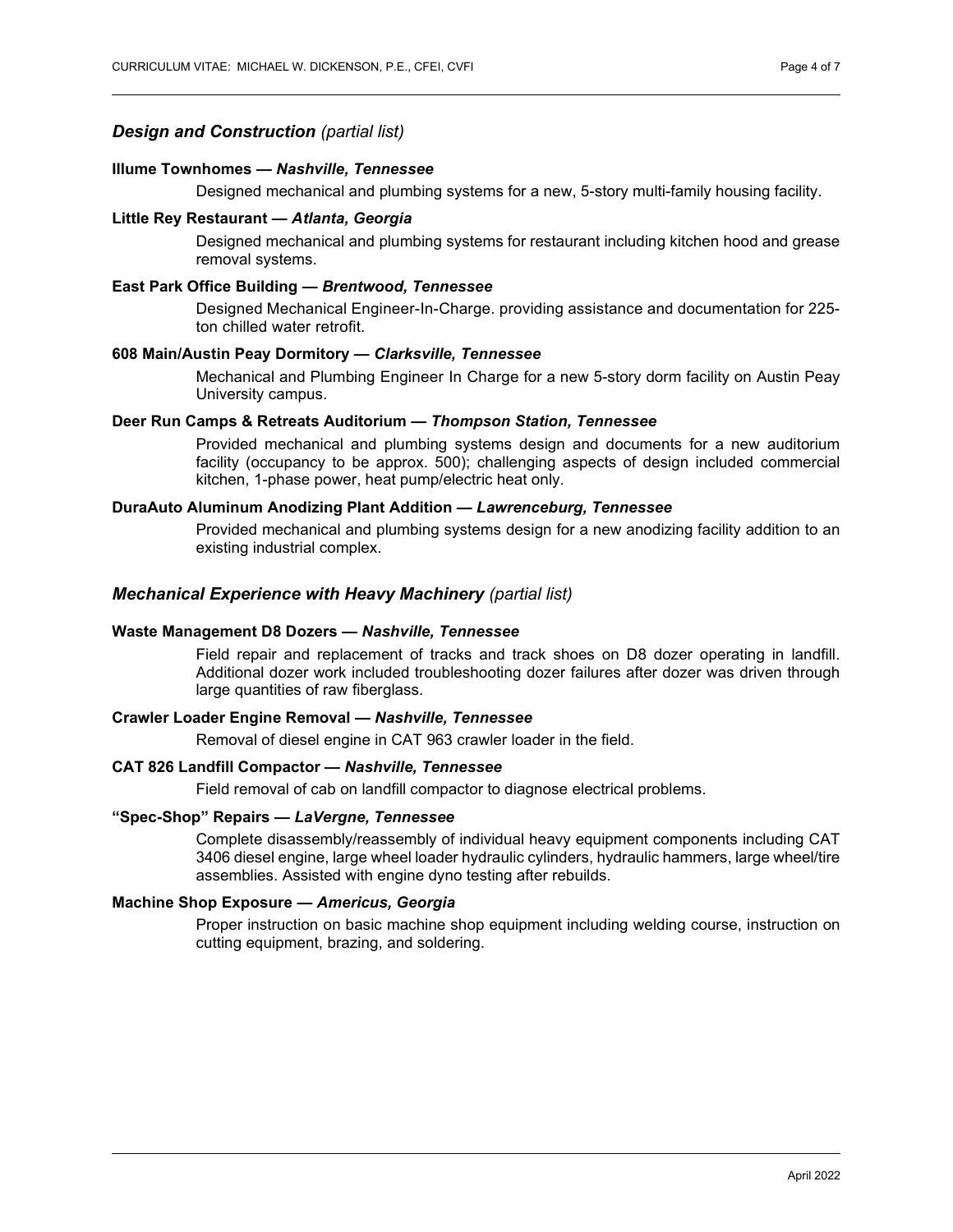## *Design and Construction* (partial list)

**Illume Townhomes — *Nashville, Tennessee***

Designed mechanical and plumbing systems for a new, 5-story multi-family housing facility.

**Little Rey Restaurant — *Atlanta, Georgia***

Designed mechanical and plumbing systems for restaurant including kitchen hood and grease removal systems.

**East Park Office Building — *Brentwood, Tennessee***

Designed Mechanical Engineer-In-Charge. providing assistance and documentation for 225-ton chilled water retrofit.

**608 Main/Austin Peay Dormitory — *Clarksville, Tennessee***

Mechanical and Plumbing Engineer In Charge for a new 5-story dorm facility on Austin Peay University campus.

**Deer Run Camps & Retreats Auditorium — *Thompson Station, Tennessee***

Provided mechanical and plumbing systems design and documents for a new auditorium facility (occupancy to be approx. 500); challenging aspects of design included commercial kitchen, 1-phase power, heat pump/electric heat only.

**DuraAuto Aluminum Anodizing Plant Addition — *Lawrenceburg, Tennessee***

Provided mechanical and plumbing systems design for a new anodizing facility addition to an existing industrial complex.

## *Mechanical Experience with Heavy Machinery* (partial list)

**Waste Management D8 Dozers — *Nashville, Tennessee***

Field repair and replacement of tracks and track shoes on D8 dozer operating in landfill. Additional dozer work included troubleshooting dozer failures after dozer was driven through large quantities of raw fiberglass.

**Crawler Loader Engine Removal — *Nashville, Tennessee***

Removal of diesel engine in CAT 963 crawler loader in the field.

**CAT 826 Landfill Compactor — *Nashville, Tennessee***

Field removal of cab on landfill compactor to diagnose electrical problems.

**"Spec-Shop" Repairs — *LaVergne, Tennessee***

Complete disassembly/reassembly of individual heavy equipment components including CAT 3406 diesel engine, large wheel loader hydraulic cylinders, hydraulic hammers, large wheel/tire assemblies. Assisted with engine dyno testing after rebuilds.

**Machine Shop Exposure — *Americus, Georgia***

Proper instruction on basic machine shop equipment including welding course, instruction on cutting equipment, brazing, and soldering.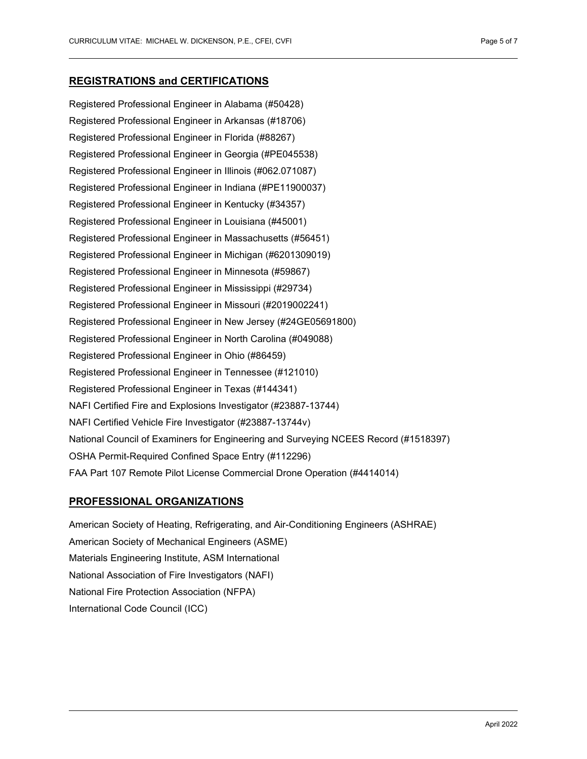## REGISTRATIONS and CERTIFICATIONS

Registered Professional Engineer in Alabama (#50428)

Registered Professional Engineer in Arkansas (#18706)

Registered Professional Engineer in Florida (#88267)

Registered Professional Engineer in Georgia (#PE045538)

Registered Professional Engineer in Illinois (#062.071087)

Registered Professional Engineer in Indiana (#PE11900037)

Registered Professional Engineer in Kentucky (#34357)

Registered Professional Engineer in Louisiana (#45001)

Registered Professional Engineer in Massachusetts (#56451)

Registered Professional Engineer in Michigan (#6201309019)

Registered Professional Engineer in Minnesota (#59867)

Registered Professional Engineer in Mississippi (#29734)

Registered Professional Engineer in Missouri (#2019002241)

Registered Professional Engineer in New Jersey (#24GE05691800)

Registered Professional Engineer in North Carolina (#049088)

Registered Professional Engineer in Ohio (#86459)

Registered Professional Engineer in Tennessee (#121010)

Registered Professional Engineer in Texas (#144341)

NAFI Certified Fire and Explosions Investigator (#23887-13744)

NAFI Certified Vehicle Fire Investigator (#23887-13744v)

National Council of Examiners for Engineering and Surveying NCEES Record (#1518397)

OSHA Permit-Required Confined Space Entry (#112296)

FAA Part 107 Remote Pilot License Commercial Drone Operation (#4414014)

## PROFESSIONAL ORGANIZATIONS

American Society of Heating, Refrigerating, and Air-Conditioning Engineers (ASHRAE)

American Society of Mechanical Engineers (ASME)

Materials Engineering Institute, ASM International

National Association of Fire Investigators (NAFI)

National Fire Protection Association (NFPA)

International Code Council (ICC)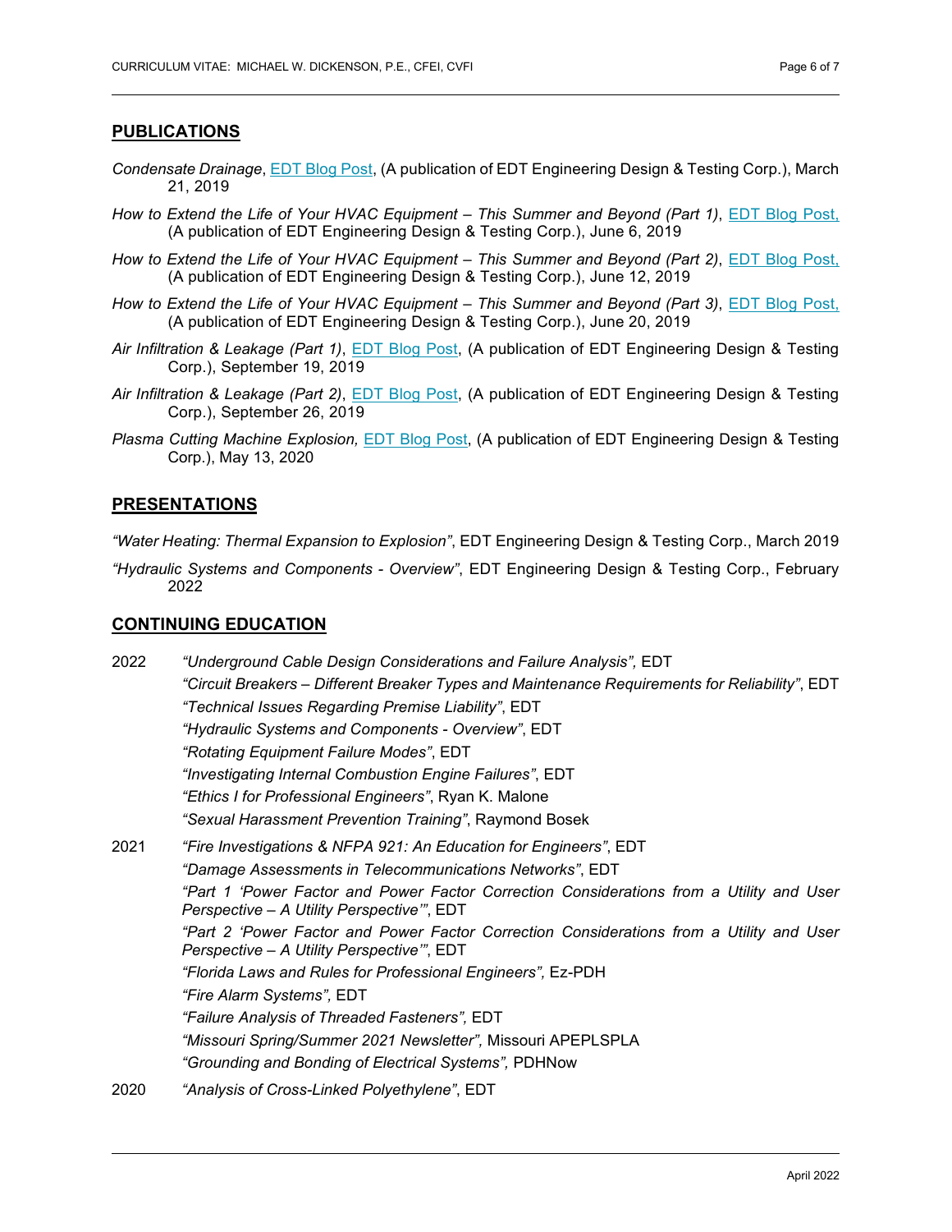## PUBLICATIONS

*Condensate Drainage*, EDT Blog Post, (A publication of EDT Engineering Design & Testing Corp.), March 21, 2019

*How to Extend the Life of Your HVAC Equipment – This Summer and Beyond (Part 1)*, EDT Blog Post, (A publication of EDT Engineering Design & Testing Corp.), June 6, 2019

*How to Extend the Life of Your HVAC Equipment – This Summer and Beyond (Part 2)*, EDT Blog Post, (A publication of EDT Engineering Design & Testing Corp.), June 12, 2019

*How to Extend the Life of Your HVAC Equipment – This Summer and Beyond (Part 3)*, EDT Blog Post, (A publication of EDT Engineering Design & Testing Corp.), June 20, 2019

*Air Infiltration & Leakage (Part 1)*, EDT Blog Post, (A publication of EDT Engineering Design & Testing Corp.), September 19, 2019

*Air Infiltration & Leakage (Part 2)*, EDT Blog Post, (A publication of EDT Engineering Design & Testing Corp.), September 26, 2019

*Plasma Cutting Machine Explosion,* EDT Blog Post, (A publication of EDT Engineering Design & Testing Corp.), May 13, 2020

## PRESENTATIONS

*"Water Heating: Thermal Expansion to Explosion"*, EDT Engineering Design & Testing Corp., March 2019

*"Hydraulic Systems and Components - Overview"*, EDT Engineering Design & Testing Corp., February 2022

## CONTINUING EDUCATION

**2022**

- *"Underground Cable Design Considerations and Failure Analysis",* EDT
- *"Circuit Breakers – Different Breaker Types and Maintenance Requirements for Reliability"*, EDT
- *"Technical Issues Regarding Premise Liability"*, EDT
- *"Hydraulic Systems and Components - Overview"*, EDT
- *"Rotating Equipment Failure Modes"*, EDT
- *"Investigating Internal Combustion Engine Failures"*, EDT
- *"Ethics I for Professional Engineers"*, Ryan K. Malone
- *"Sexual Harassment Prevention Training"*, Raymond Bosek

**2021**

- *"Fire Investigations & NFPA 921: An Education for Engineers"*, EDT
- *"Damage Assessments in Telecommunications Networks"*, EDT
- *"Part 1 'Power Factor and Power Factor Correction Considerations from a Utility and User Perspective – A Utility Perspective'"*, EDT
- *"Part 2 'Power Factor and Power Factor Correction Considerations from a Utility and User Perspective – A Utility Perspective'"*, EDT
- *"Florida Laws and Rules for Professional Engineers",* Ez-PDH
- *"Fire Alarm Systems",* EDT
- *"Failure Analysis of Threaded Fasteners",* EDT
- *"Missouri Spring/Summer 2021 Newsletter",* Missouri APEPLSPLA
- *"Grounding and Bonding of Electrical Systems",* PDHNow

**2020**

- *"Analysis of Cross-Linked Polyethylene"*, EDT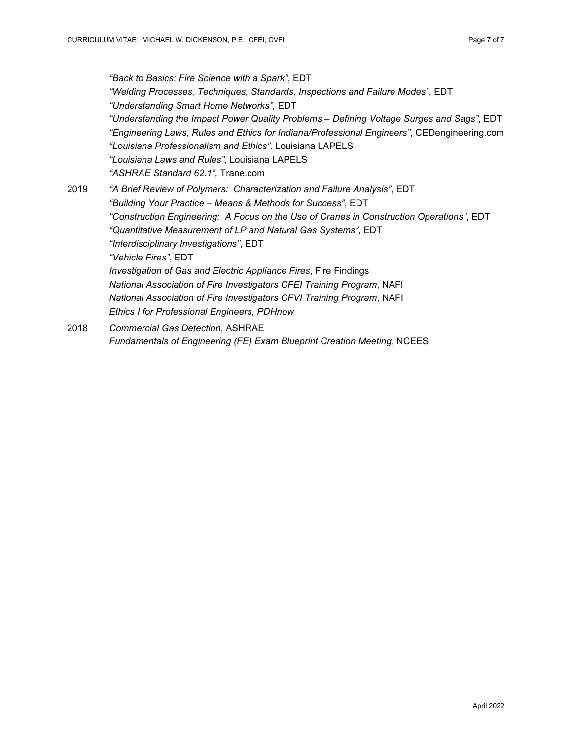*"Back to Basics: Fire Science with a Spark"*, EDT
*"Welding Processes, Techniques, Standards, Inspections and Failure Modes"*, EDT
*"Understanding Smart Home Networks",* EDT
*"Understanding the Impact Power Quality Problems – Defining Voltage Surges and Sags"*, EDT
*"Engineering Laws, Rules and Ethics for Indiana/Professional Engineers"*, CEDengineering.com
*"Louisiana Professionalism and Ethics",* Louisiana LAPELS
*"Louisiana Laws and Rules",* Louisiana LAPELS
*"ASHRAE Standard 62.1",* Trane.com

2019 *"A Brief Review of Polymers: Characterization and Failure Analysis"*, EDT
*"Building Your Practice – Means & Methods for Success"*, EDT
*"Construction Engineering: A Focus on the Use of Cranes in Construction Operations"*, EDT
*"Quantitative Measurement of LP and Natural Gas Systems"*, EDT
*"Interdisciplinary Investigations"*, EDT
*"Vehicle Fires"*, EDT
*Investigation of Gas and Electric Appliance Fires*, Fire Findings
*National Association of Fire Investigators CFEI Training Program*, NAFI
*National Association of Fire Investigators CFVI Training Program*, NAFI
*Ethics I for Professional Engineers, PDHnow*

2018 *Commercial Gas Detection*, ASHRAE
*Fundamentals of Engineering (FE) Exam Blueprint Creation Meeting*, NCEES